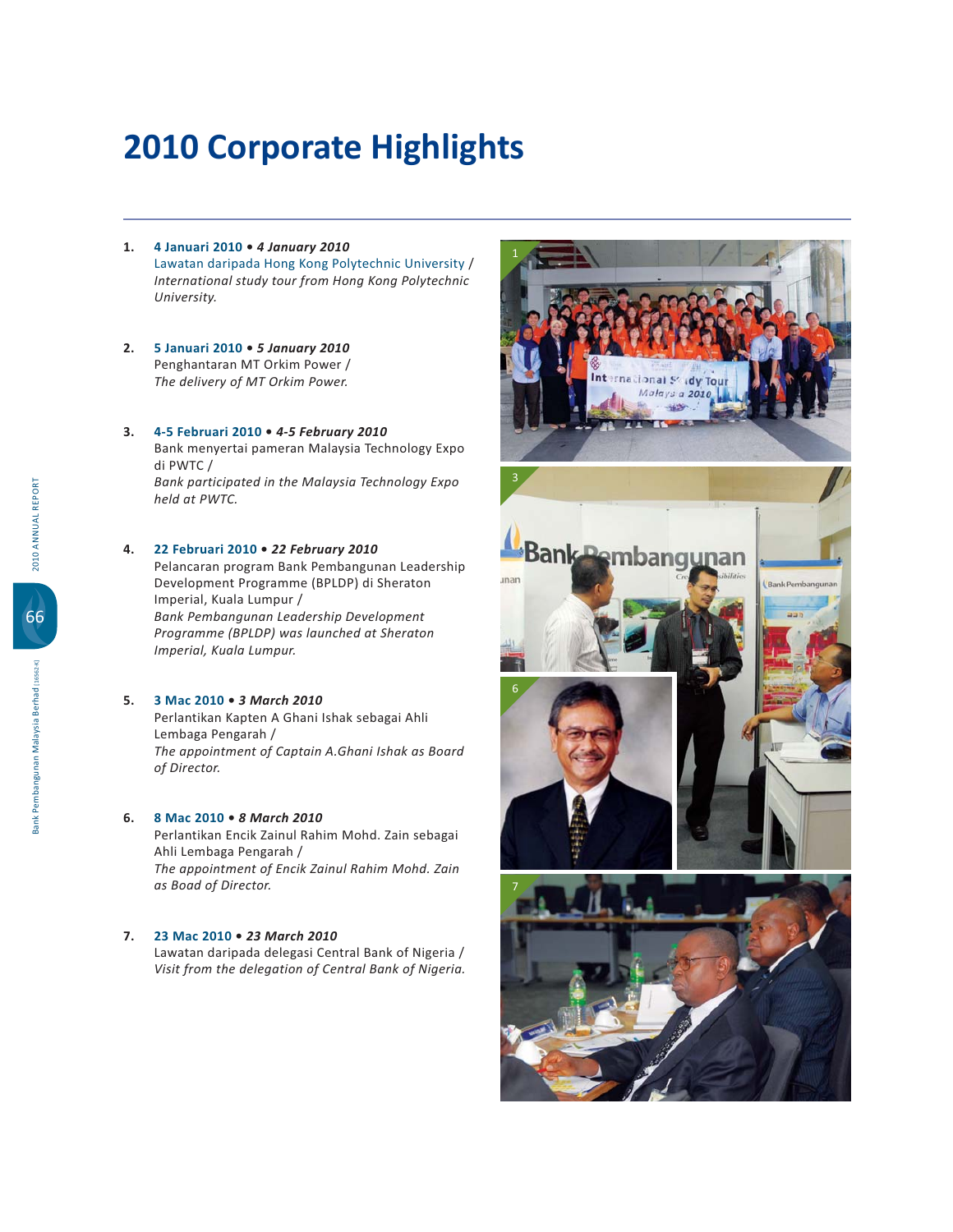# 2010 Corporate Highlights

1. **4 Januari 2010** • ***4 January 2010***
   Lawatan daripada Hong Kong Polytechnic University /
   *International study tour from Hong Kong Polytechnic University.*

2. **5 Januari 2010** • ***5 January 2010***
   Penghantaran MT Orkim Power /
   *The delivery of MT Orkim Power.*

3. **4-5 Februari 2010** • ***4-5 February 2010***
   Bank menyertai pameran Malaysia Technology Expo di PWTC /
   *Bank participated in the Malaysia Technology Expo held at PWTC.*

4. **22 Februari 2010** • ***22 February 2010***
   Pelancaran program Bank Pembangunan Leadership Development Programme (BPLDP) di Sheraton Imperial, Kuala Lumpur /
   *Bank Pembangunan Leadership Development Programme (BPLDP) was launched at Sheraton Imperial, Kuala Lumpur.*

5. **3 Mac 2010** • ***3 March 2010***
   Perlantikan Kapten A Ghani Ishak sebagai Ahli Lembaga Pengarah /
   *The appointment of Captain A.Ghani Ishak as Board of Director.*

6. **8 Mac 2010** • ***8 March 2010***
   Perlantikan Encik Zainul Rahim Mohd. Zain sebagai Ahli Lembaga Pengarah /
   *The appointment of Encik Zainul Rahim Mohd. Zain as Boad of Director.*

7. **23 Mac 2010** • ***23 March 2010***
   Lawatan daripada delegasi Central Bank of Nigeria /
   *Visit from the delegation of Central Bank of Nigeria.*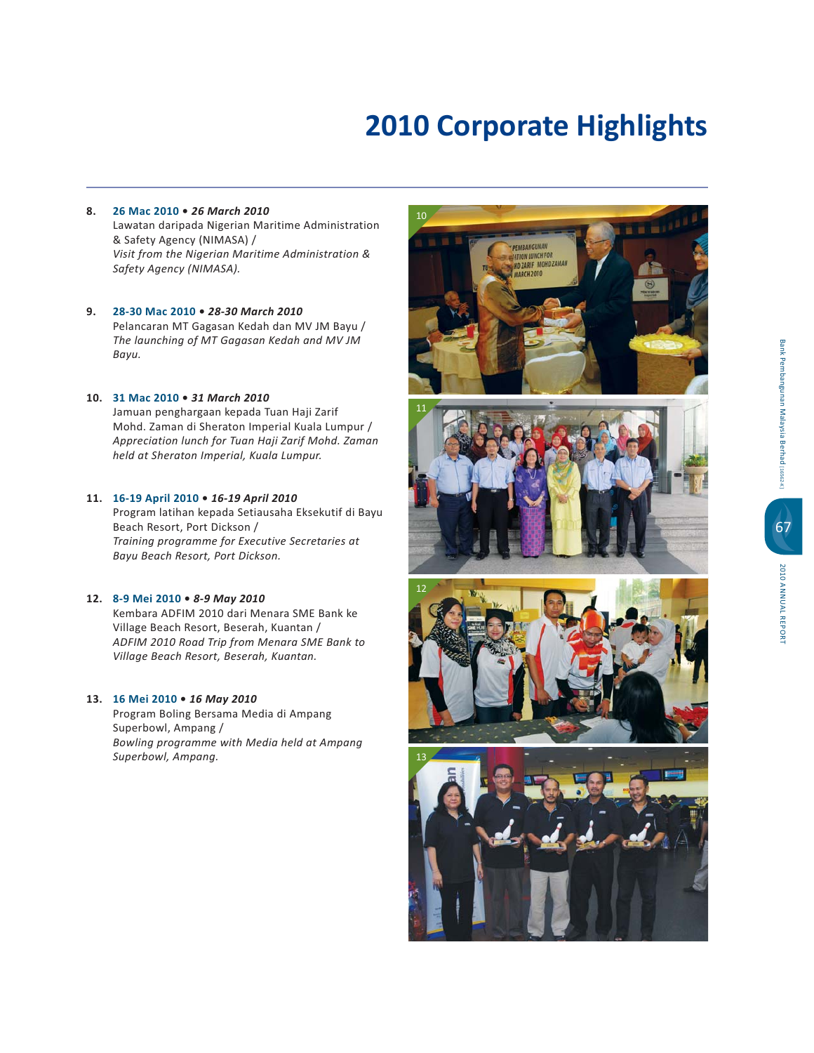# 2010 Corporate Highlights

8. **26 Mac 2010 • *26 March 2010***
   Lawatan daripada Nigerian Maritime Administration & Safety Agency (NIMASA) /
   *Visit from the Nigerian Maritime Administration & Safety Agency (NIMASA).*

9. **28-30 Mac 2010 • *28-30 March 2010***
   Pelancaran MT Gagasan Kedah dan MV JM Bayu /
   *The launching of MT Gagasan Kedah and MV JM Bayu.*

10. **31 Mac 2010 • *31 March 2010***
    Jamuan penghargaan kepada Tuan Haji Zarif Mohd. Zaman di Sheraton Imperial Kuala Lumpur /
    *Appreciation lunch for Tuan Haji Zarif Mohd. Zaman held at Sheraton Imperial, Kuala Lumpur.*

11. **16-19 April 2010 • *16-19 April 2010***
    Program latihan kepada Setiausaha Eksekutif di Bayu Beach Resort, Port Dickson /
    *Training programme for Executive Secretaries at Bayu Beach Resort, Port Dickson.*

12. **8-9 Mei 2010 • *8-9 May 2010***
    Kembara ADFIM 2010 dari Menara SME Bank ke Village Beach Resort, Beserah, Kuantan /
    *ADFIM 2010 Road Trip from Menara SME Bank to Village Beach Resort, Beserah, Kuantan.*

13. **16 Mei 2010 • *16 May 2010***
    Program Boling Bersama Media di Ampang Superbowl, Ampang /
    *Bowling programme with Media held at Ampang Superbowl, Ampang.*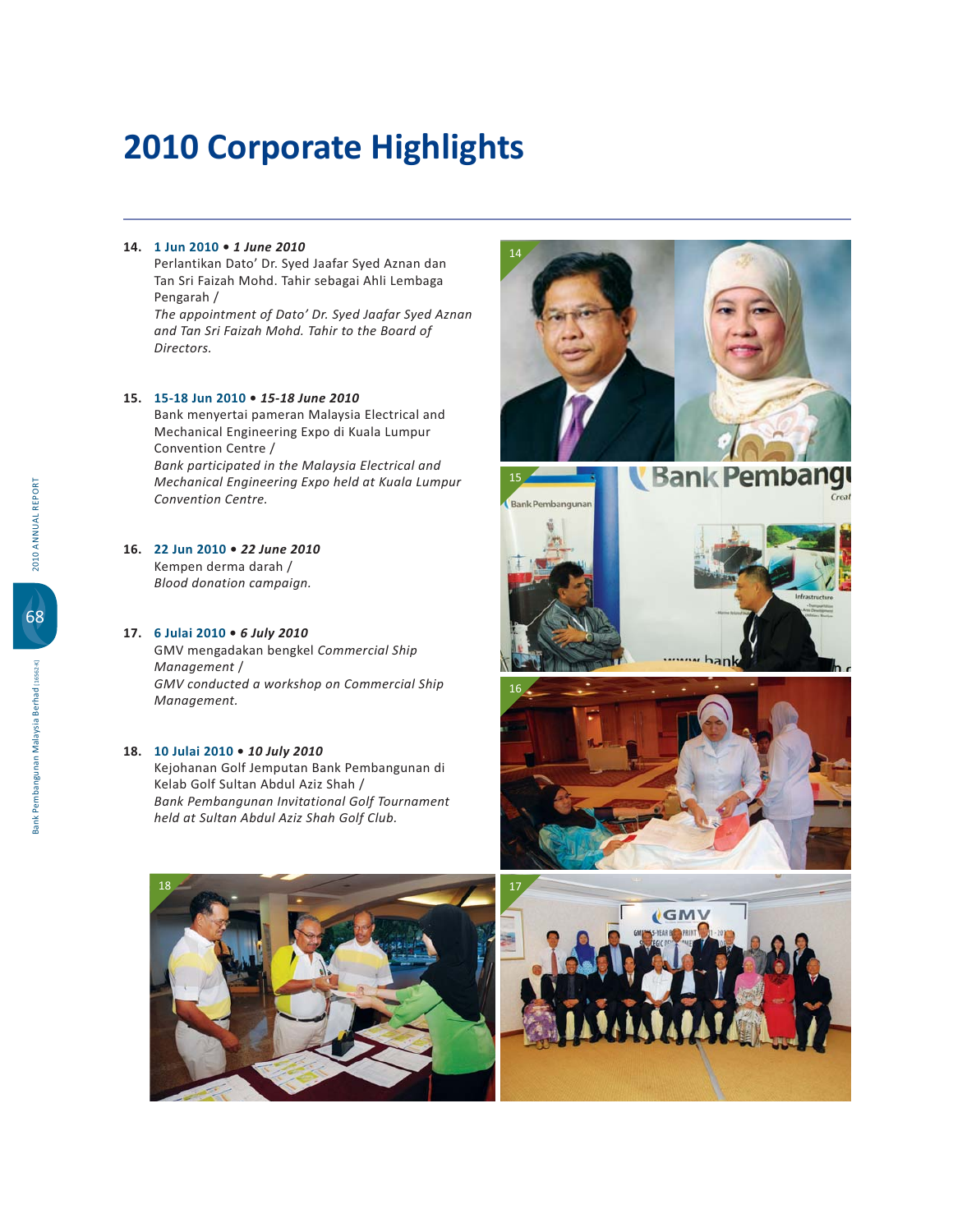# 2010 Corporate Highlights

**14.** **1 Jun 2010 • *1 June 2010***
Perlantikan Dato' Dr. Syed Jaafar Syed Aznan dan Tan Sri Faizah Mohd. Tahir sebagai Ahli Lembaga Pengarah /
*The appointment of Dato' Dr. Syed Jaafar Syed Aznan and Tan Sri Faizah Mohd. Tahir to the Board of Directors.*

**15.** **15-18 Jun 2010 • *15-18 June 2010***
Bank menyertai pameran Malaysia Electrical and Mechanical Engineering Expo di Kuala Lumpur Convention Centre /
*Bank participated in the Malaysia Electrical and Mechanical Engineering Expo held at Kuala Lumpur Convention Centre.*

**16.** **22 Jun 2010 • *22 June 2010***
Kempen derma darah /
*Blood donation campaign.*

**17.** **6 Julai 2010 • *6 July 2010***
GMV mengadakan bengkel *Commercial Ship Management* /
*GMV conducted a workshop on Commercial Ship Management.*

**18.** **10 Julai 2010 • *10 July 2010***
Kejohanan Golf Jemputan Bank Pembangunan di Kelab Golf Sultan Abdul Aziz Shah /
*Bank Pembangunan Invitational Golf Tournament held at Sultan Abdul Aziz Shah Golf Club.*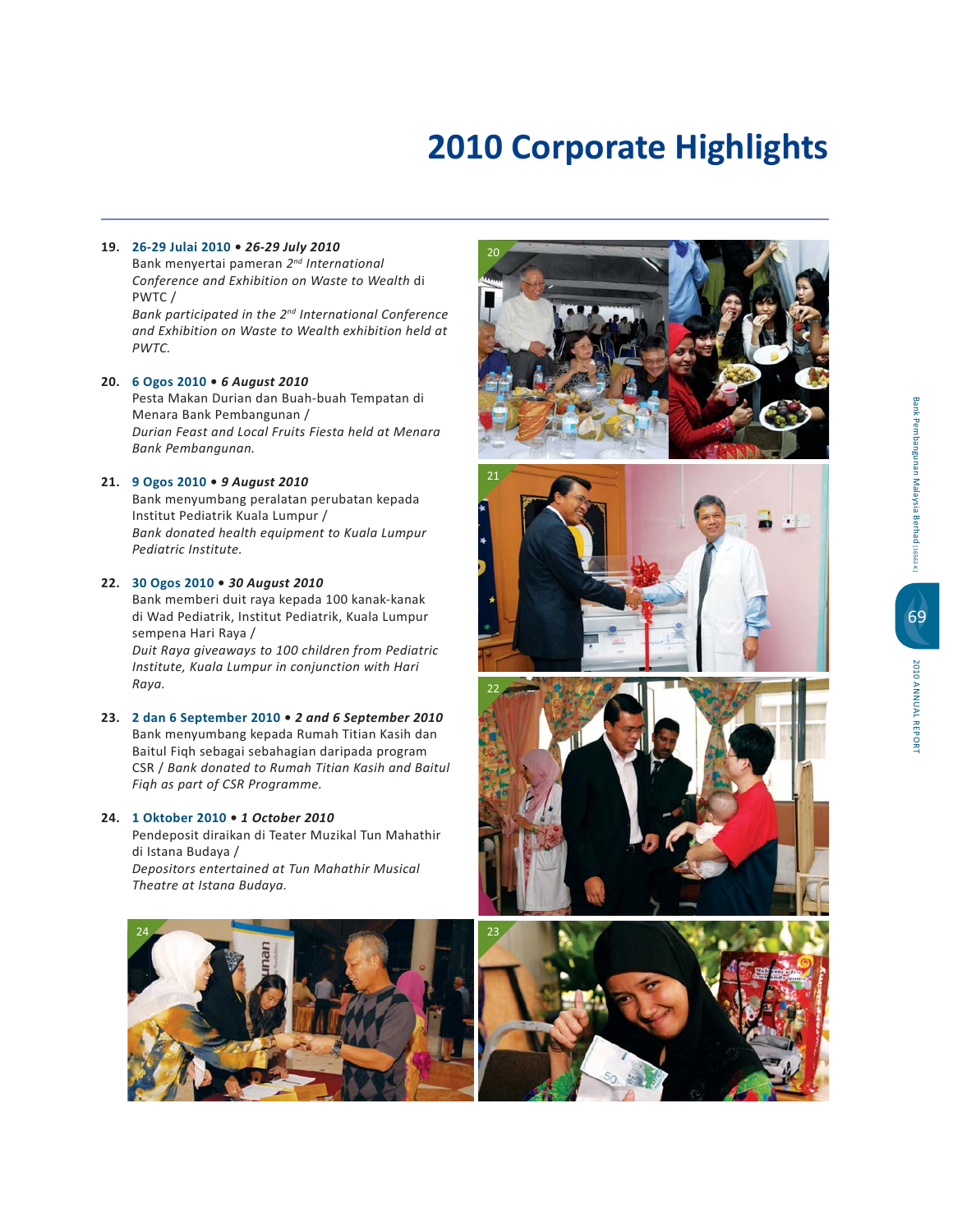# 2010 Corporate Highlights

**19. 26-29 Julai 2010 • *26-29 July 2010***
Bank menyertai pameran 2[nd] *International Conference and Exhibition on Waste to Wealth* di PWTC /
*Bank participated in the 2[nd] International Conference and Exhibition on Waste to Wealth exhibition held at PWTC.*

**20. 6 Ogos 2010 • *6 August 2010***
Pesta Makan Durian dan Buah-buah Tempatan di Menara Bank Pembangunan /
*Durian Feast and Local Fruits Fiesta held at Menara Bank Pembangunan.*

**21. 9 Ogos 2010 • *9 August 2010***
Bank menyumbang peralatan perubatan kepada Institut Pediatrik Kuala Lumpur /
*Bank donated health equipment to Kuala Lumpur Pediatric Institute.*

**22. 30 Ogos 2010 • *30 August 2010***
Bank memberi duit raya kepada 100 kanak-kanak di Wad Pediatrik, Institut Pediatrik, Kuala Lumpur sempena Hari Raya /
*Duit Raya giveaways to 100 children from Pediatric Institute, Kuala Lumpur in conjunction with Hari Raya.*

**23. 2 dan 6 September 2010 • *2 and 6 September 2010***
Bank menyumbang kepada Rumah Titian Kasih dan Baitul Fiqh sebagai sebahagian daripada program CSR / *Bank donated to Rumah Titian Kasih and Baitul Fiqh as part of CSR Programme.*

**24. 1 Oktober 2010 • *1 October 2010***
Pendeposit diraikan di Teater Muzikal Tun Mahathir di Istana Budaya /
*Depositors entertained at Tun Mahathir Musical Theatre at Istana Budaya.*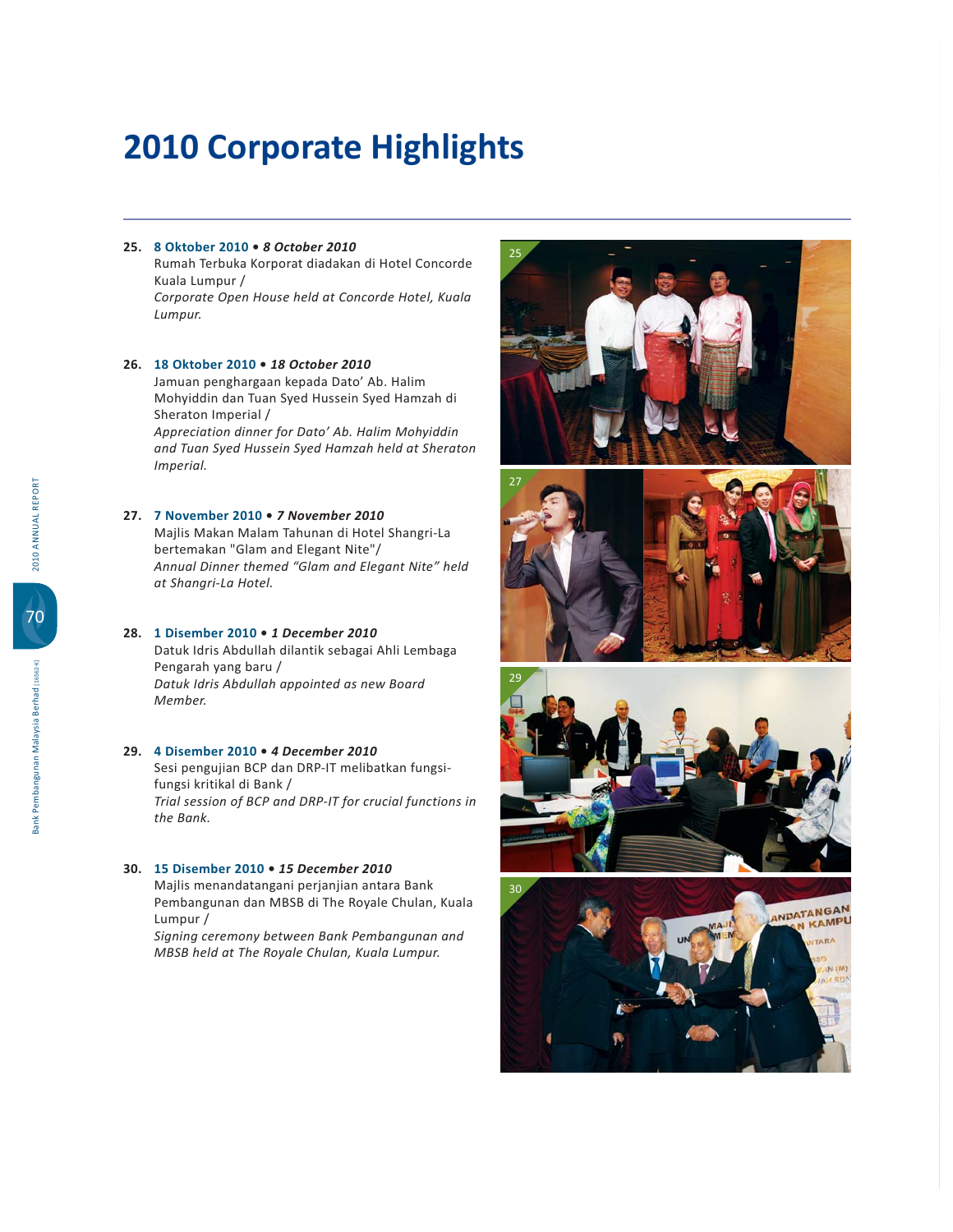# 2010 Corporate Highlights

**25. 8 Oktober 2010 • *8 October 2010***
Rumah Terbuka Korporat diadakan di Hotel Concorde Kuala Lumpur /
*Corporate Open House held at Concorde Hotel, Kuala Lumpur.*

**26. 18 Oktober 2010 • *18 October 2010***
Jamuan penghargaan kepada Dato' Ab. Halim Mohyiddin dan Tuan Syed Hussein Syed Hamzah di Sheraton Imperial /
*Appreciation dinner for Dato' Ab. Halim Mohyiddin and Tuan Syed Hussein Syed Hamzah held at Sheraton Imperial.*

**27. 7 November 2010 • *7 November 2010***
Majlis Makan Malam Tahunan di Hotel Shangri-La bertemakan "Glam and Elegant Nite"/
*Annual Dinner themed "Glam and Elegant Nite" held at Shangri-La Hotel.*

**28. 1 Disember 2010 • *1 December 2010***
Datuk Idris Abdullah dilantik sebagai Ahli Lembaga Pengarah yang baru /
*Datuk Idris Abdullah appointed as new Board Member.*

**29. 4 Disember 2010 • *4 December 2010***
Sesi pengujian BCP dan DRP-IT melibatkan fungsi-fungsi kritikal di Bank /
*Trial session of BCP and DRP-IT for crucial functions in the Bank.*

**30. 15 Disember 2010 • *15 December 2010***
Majlis menandatangani perjanjian antara Bank Pembangunan dan MBSB di The Royale Chulan, Kuala Lumpur /
*Signing ceremony between Bank Pembangunan and MBSB held at The Royale Chulan, Kuala Lumpur.*

25

27

29

30